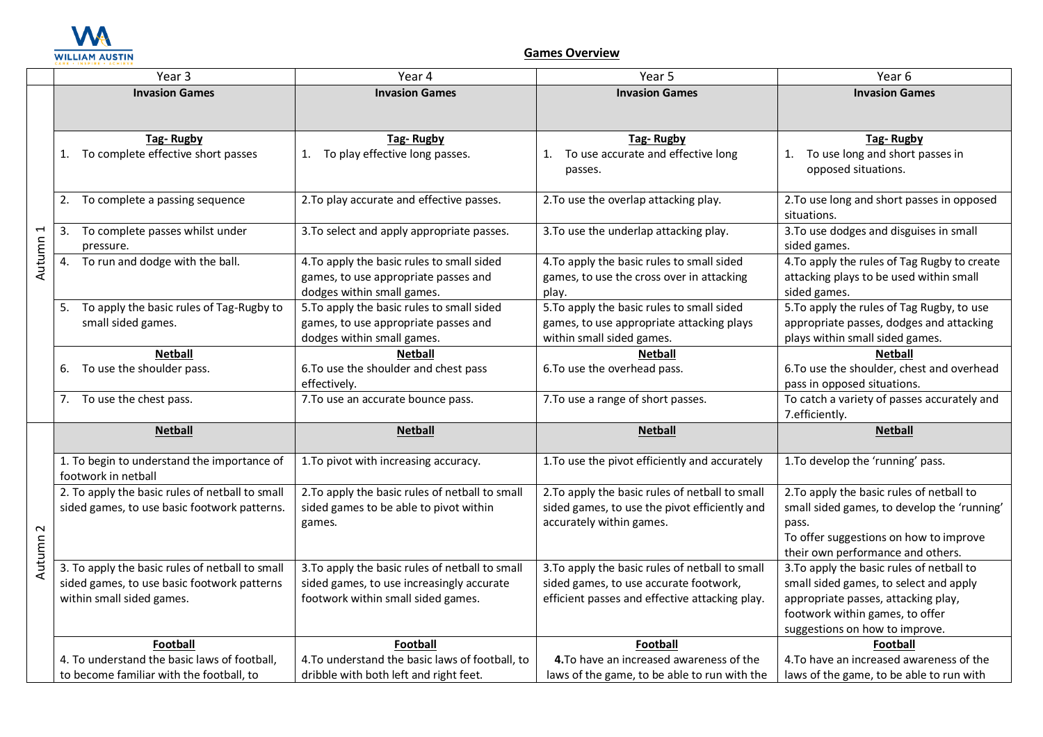## Games Overview

| | Year 3 | Year 4 | Year 5 | Year 6 |
|---|---|---|---|---|
| Autumn 1 | **Invasion Games** | **Invasion Games** | **Invasion Games** | **Invasion Games** |
| | **Tag- Rugby**<br>1. To complete effective short passes | **Tag- Rugby**<br>1. To play effective long passes. | **Tag- Rugby**<br>1. To use accurate and effective long passes. | **Tag- Rugby**<br>1. To use long and short passes in opposed situations. |
| | 2. To complete a passing sequence | 2.To play accurate and effective passes. | 2.To use the overlap attacking play. | 2.To use long and short passes in opposed situations. |
| | 3. To complete passes whilst under pressure. | 3.To select and apply appropriate passes. | 3.To use the underlap attacking play. | 3.To use dodges and disguises in small sided games. |
| | 4. To run and dodge with the ball. | 4.To apply the basic rules to small sided games, to use appropriate passes and dodges within small games. | 4.To apply the basic rules to small sided games, to use the cross over in attacking play. | 4.To apply the rules of Tag Rugby to create attacking plays to be used within small sided games. |
| | 5. To apply the basic rules of Tag-Rugby to small sided games. | 5.To apply the basic rules to small sided games, to use appropriate passes and dodges within small games. | 5.To apply the basic rules to small sided games, to use appropriate attacking plays within small sided games. | 5.To apply the rules of Tag Rugby, to use appropriate passes, dodges and attacking plays within small sided games. |
| | **Netball**<br>6. To use the shoulder pass. | **Netball**<br>6.To use the shoulder and chest pass effectively. | **Netball**<br>6.To use the overhead pass. | **Netball**<br>6.To use the shoulder, chest and overhead pass in opposed situations. |
| | 7. To use the chest pass. | 7.To use an accurate bounce pass. | 7.To use a range of short passes. | To catch a variety of passes accurately and 7.efficiently. |
| Autumn 2 | **Netball** | **Netball** | **Netball** | **Netball** |
| | 1. To begin to understand the importance of footwork in netball | 1.To pivot with increasing accuracy. | 1.To use the pivot efficiently and accurately | 1.To develop the 'running' pass. |
| | 2. To apply the basic rules of netball to small sided games, to use basic footwork patterns. | 2.To apply the basic rules of netball to small sided games to be able to pivot within games. | 2.To apply the basic rules of netball to small sided games, to use the pivot efficiently and accurately within games. | 2.To apply the basic rules of netball to small sided games, to develop the 'running' pass.<br>To offer suggestions on how to improve their own performance and others. |
| | 3. To apply the basic rules of netball to small sided games, to use basic footwork patterns within small sided games. | 3.To apply the basic rules of netball to small sided games, to use increasingly accurate footwork within small sided games. | 3.To apply the basic rules of netball to small sided games, to use accurate footwork, efficient passes and effective attacking play. | 3.To apply the basic rules of netball to small sided games, to select and apply appropriate passes, attacking play, footwork within games, to offer suggestions on how to improve. |
| | **Football**<br>4. To understand the basic laws of football, to become familiar with the football, to | **Football**<br>4.To understand the basic laws of football, to dribble with both left and right feet. | **Football**<br>**4.**To have an increased awareness of the laws of the game, to be able to run with the | **Football**<br>4.To have an increased awareness of the laws of the game, to be able to run with |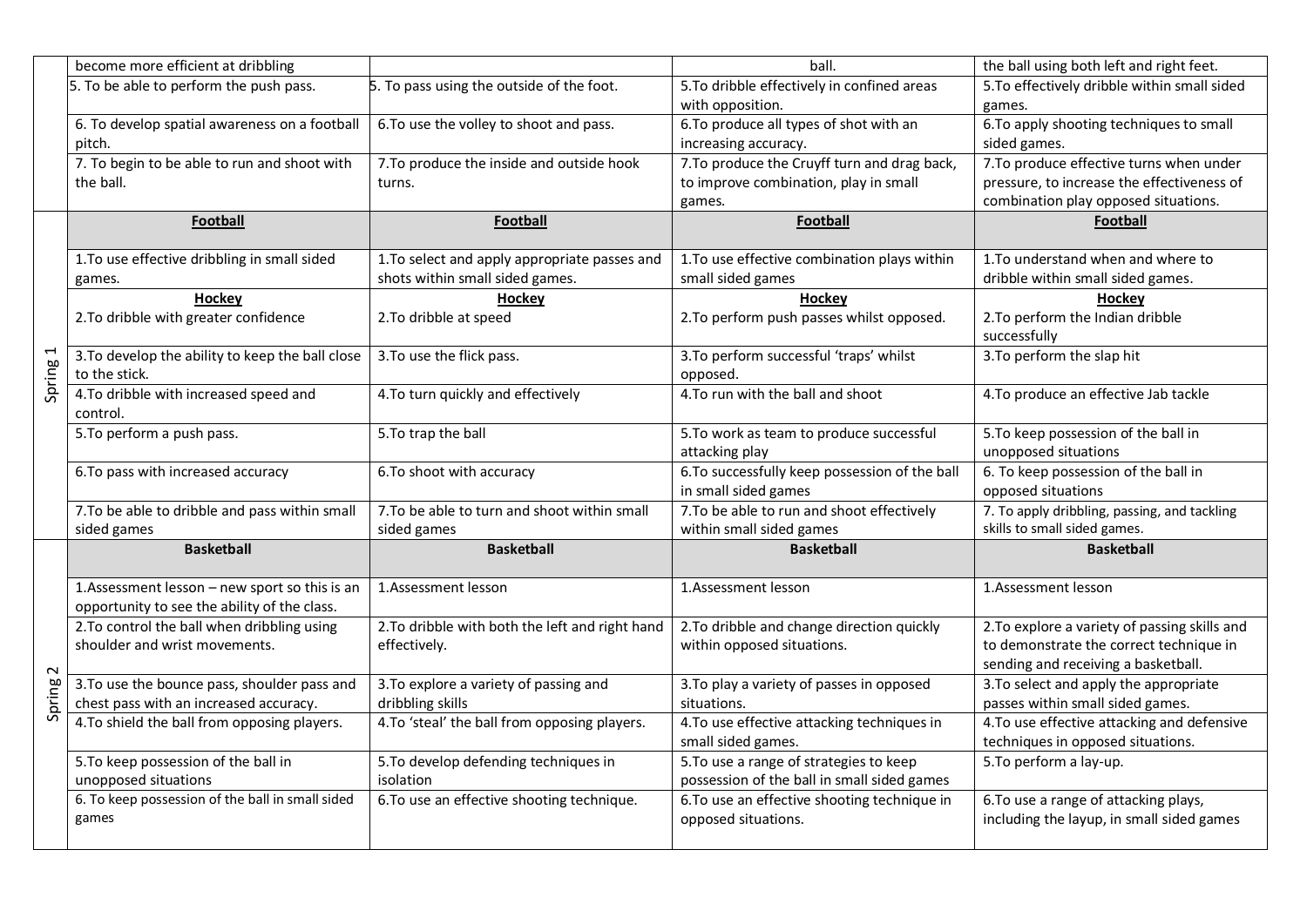| | | | | |
|---|---|---|---|---|
| | become more efficient at dribbling | | ball. | the ball using both left and right feet. |
| | 5. To be able to perform the push pass. | 5. To pass using the outside of the foot. | 5.To dribble effectively in confined areas with opposition. | 5.To effectively dribble within small sided games. |
| | 6. To develop spatial awareness on a football pitch. | 6.To use the volley to shoot and pass. | 6.To produce all types of shot with an increasing accuracy. | 6.To apply shooting techniques to small sided games. |
| | 7. To begin to be able to run and shoot with the ball. | 7.To produce the inside and outside hook turns. | 7.To produce the Cruyff turn and drag back, to improve combination, play in small games. | 7.To produce effective turns when under pressure, to increase the effectiveness of combination play opposed situations. |
| Spring 1 | **Football** | **Football** | **Football** | **Football** |
| | 1.To use effective dribbling in small sided games. | 1.To select and apply appropriate passes and shots within small sided games. | 1.To use effective combination plays within small sided games | 1.To understand when and where to dribble within small sided games. |
| | **Hockey**<br>2.To dribble with greater confidence | **Hockey**<br>2.To dribble at speed | **Hockey**<br>2.To perform push passes whilst opposed. | **Hockey**<br>2.To perform the Indian dribble successfully |
| | 3.To develop the ability to keep the ball close to the stick. | 3.To use the flick pass. | 3.To perform successful 'traps' whilst opposed. | 3.To perform the slap hit |
| | 4.To dribble with increased speed and control. | 4.To turn quickly and effectively | 4.To run with the ball and shoot | 4.To produce an effective Jab tackle |
| | 5.To perform a push pass. | 5.To trap the ball | 5.To work as team to produce successful attacking play | 5.To keep possession of the ball in unopposed situations |
| | 6.To pass with increased accuracy | 6.To shoot with accuracy | 6.To successfully keep possession of the ball in small sided games | 6. To keep possession of the ball in opposed situations |
| | 7.To be able to dribble and pass within small sided games | 7.To be able to turn and shoot within small sided games | 7.To be able to run and shoot effectively within small sided games | 7. To apply dribbling, passing, and tackling skills to small sided games. |
| Spring 2 | **Basketball** | **Basketball** | **Basketball** | **Basketball** |
| | 1.Assessment lesson – new sport so this is an opportunity to see the ability of the class. | 1.Assessment lesson | 1.Assessment lesson | 1.Assessment lesson |
| | 2.To control the ball when dribbling using shoulder and wrist movements. | 2.To dribble with both the left and right hand effectively. | 2.To dribble and change direction quickly within opposed situations. | 2.To explore a variety of passing skills and to demonstrate the correct technique in sending and receiving a basketball. |
| | 3.To use the bounce pass, shoulder pass and chest pass with an increased accuracy. | 3.To explore a variety of passing and dribbling skills | 3.To play a variety of passes in opposed situations. | 3.To select and apply the appropriate passes within small sided games. |
| | 4.To shield the ball from opposing players. | 4.To 'steal' the ball from opposing players. | 4.To use effective attacking techniques in small sided games. | 4.To use effective attacking and defensive techniques in opposed situations. |
| | 5.To keep possession of the ball in unopposed situations | 5.To develop defending techniques in isolation | 5.To use a range of strategies to keep possession of the ball in small sided games | 5.To perform a lay-up. |
| | 6. To keep possession of the ball in small sided games | 6.To use an effective shooting technique. | 6.To use an effective shooting technique in opposed situations. | 6.To use a range of attacking plays, including the layup, in small sided games |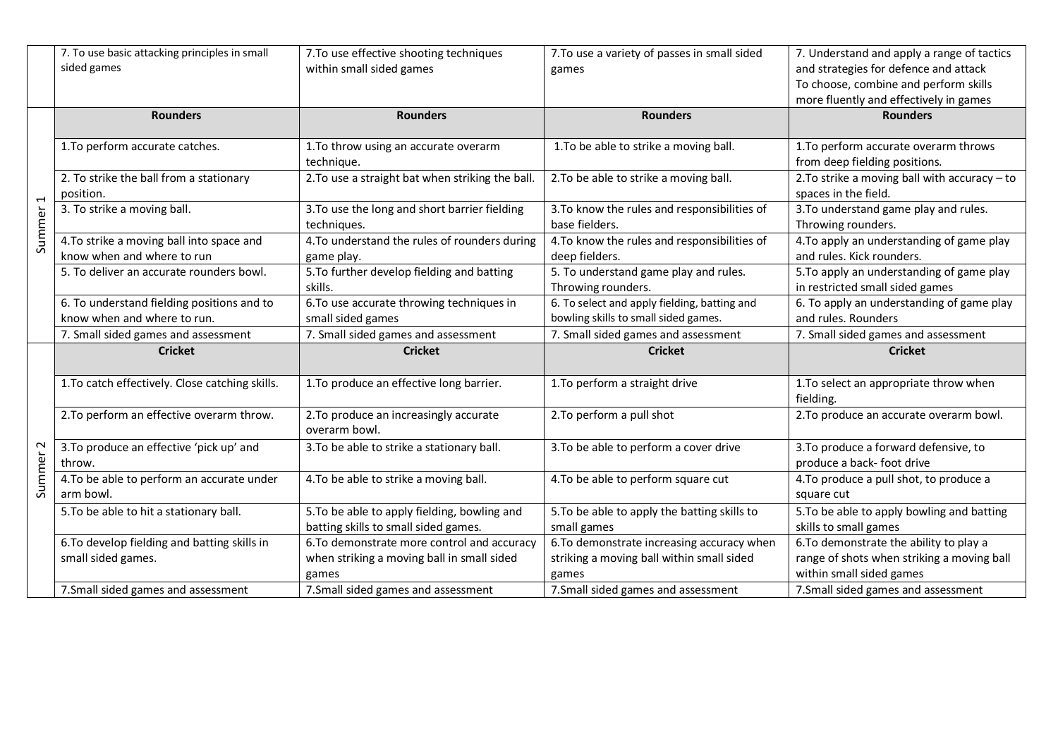| | | | | |
|---|---|---|---|---|
| | 7. To use basic attacking principles in small sided games | 7.To use effective shooting techniques within small sided games | 7.To use a variety of passes in small sided games | 7. Understand and apply a range of tactics and strategies for defence and attack To choose, combine and perform skills more fluently and effectively in games |
| Summer 1 | **Rounders** | **Rounders** | **Rounders** | **Rounders** |
| | 1.To perform accurate catches. | 1.To throw using an accurate overarm technique. | 1.To be able to strike a moving ball. | 1.To perform accurate overarm throws from deep fielding positions. |
| | 2. To strike the ball from a stationary position. | 2.To use a straight bat when striking the ball. | 2.To be able to strike a moving ball. | 2.To strike a moving ball with accuracy – to spaces in the field. |
| | 3. To strike a moving ball. | 3.To use the long and short barrier fielding techniques. | 3.To know the rules and responsibilities of base fielders. | 3.To understand game play and rules. Throwing rounders. |
| | 4.To strike a moving ball into space and know when and where to run | 4.To understand the rules of rounders during game play. | 4.To know the rules and responsibilities of deep fielders. | 4.To apply an understanding of game play and rules. Kick rounders. |
| | 5. To deliver an accurate rounders bowl. | 5.To further develop fielding and batting skills. | 5. To understand game play and rules. Throwing rounders. | 5.To apply an understanding of game play in restricted small sided games |
| | 6. To understand fielding positions and to know when and where to run. | 6.To use accurate throwing techniques in small sided games | 6. To select and apply fielding, batting and bowling skills to small sided games. | 6. To apply an understanding of game play and rules. Rounders |
| | 7. Small sided games and assessment | 7. Small sided games and assessment | 7. Small sided games and assessment | 7. Small sided games and assessment |
| Summer 2 | **Cricket** | **Cricket** | **Cricket** | **Cricket** |
| | 1.To catch effectively. Close catching skills. | 1.To produce an effective long barrier. | 1.To perform a straight drive | 1.To select an appropriate throw when fielding. |
| | 2.To perform an effective overarm throw. | 2.To produce an increasingly accurate overarm bowl. | 2.To perform a pull shot | 2.To produce an accurate overarm bowl. |
| | 3.To produce an effective 'pick up' and throw. | 3.To be able to strike a stationary ball. | 3.To be able to perform a cover drive | 3.To produce a forward defensive, to produce a back- foot drive |
| | 4.To be able to perform an accurate under arm bowl. | 4.To be able to strike a moving ball. | 4.To be able to perform square cut | 4.To produce a pull shot, to produce a square cut |
| | 5.To be able to hit a stationary ball. | 5.To be able to apply fielding, bowling and batting skills to small sided games. | 5.To be able to apply the batting skills to small games | 5.To be able to apply bowling and batting skills to small games |
| | 6.To develop fielding and batting skills in small sided games. | 6.To demonstrate more control and accuracy when striking a moving ball in small sided games | 6.To demonstrate increasing accuracy when striking a moving ball within small sided games | 6.To demonstrate the ability to play a range of shots when striking a moving ball within small sided games |
| | 7.Small sided games and assessment | 7.Small sided games and assessment | 7.Small sided games and assessment | 7.Small sided games and assessment |